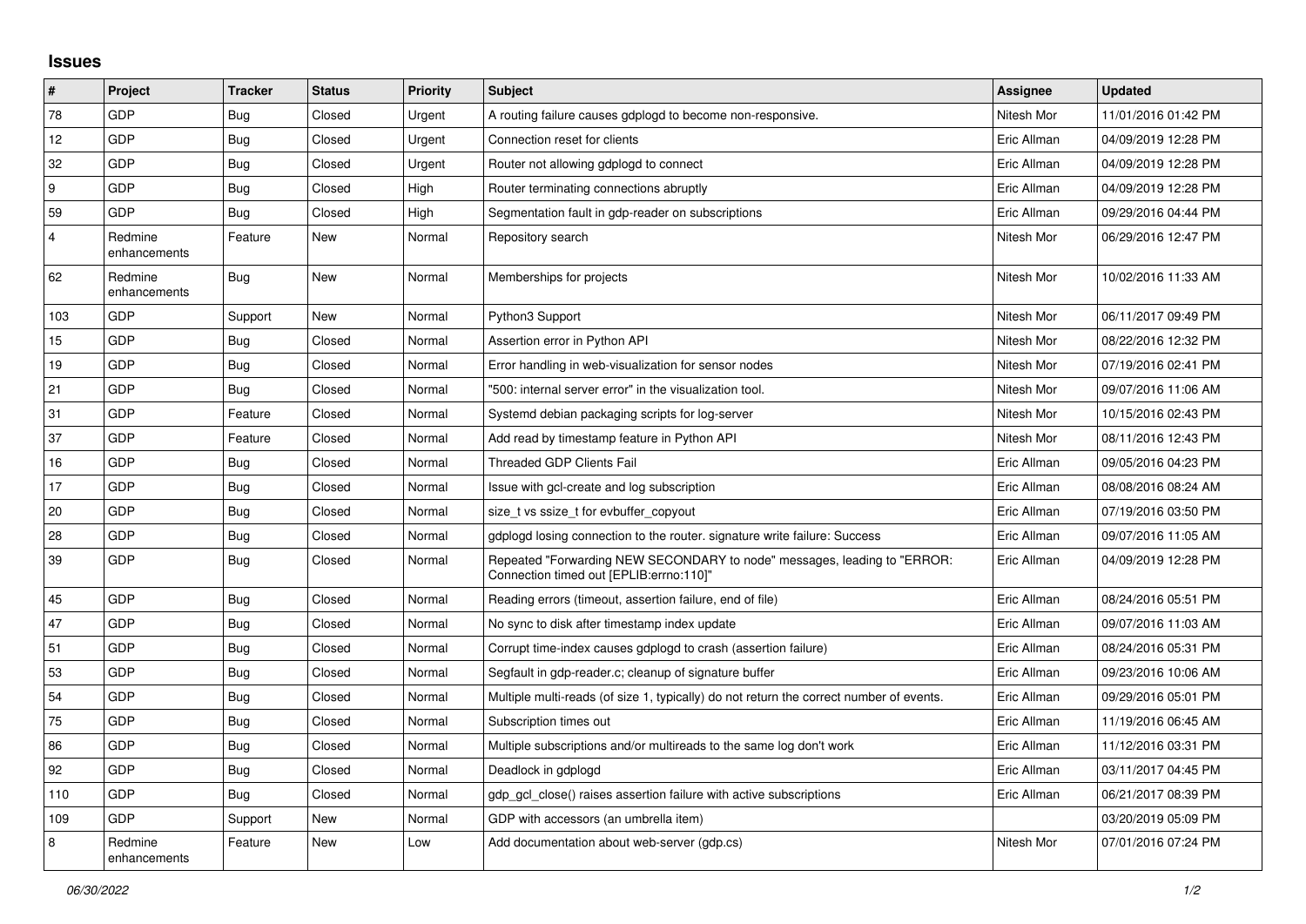## Issues

| # | Project | Tracker | Status | Priority | Subject | Assignee | Updated |
|---|---|---|---|---|---|---|---|
| 78 | GDP | Bug | Closed | Urgent | A routing failure causes gdplogd to become non-responsive. | Nitesh Mor | 11/01/2016 01:42 PM |
| 12 | GDP | Bug | Closed | Urgent | Connection reset for clients | Eric Allman | 04/09/2019 12:28 PM |
| 32 | GDP | Bug | Closed | Urgent | Router not allowing gdplogd to connect | Eric Allman | 04/09/2019 12:28 PM |
| 9 | GDP | Bug | Closed | High | Router terminating connections abruptly | Eric Allman | 04/09/2019 12:28 PM |
| 59 | GDP | Bug | Closed | High | Segmentation fault in gdp-reader on subscriptions | Eric Allman | 09/29/2016 04:44 PM |
| 4 | Redmine enhancements | Feature | New | Normal | Repository search | Nitesh Mor | 06/29/2016 12:47 PM |
| 62 | Redmine enhancements | Bug | New | Normal | Memberships for projects | Nitesh Mor | 10/02/2016 11:33 AM |
| 103 | GDP | Support | New | Normal | Python3 Support | Nitesh Mor | 06/11/2017 09:49 PM |
| 15 | GDP | Bug | Closed | Normal | Assertion error in Python API | Nitesh Mor | 08/22/2016 12:32 PM |
| 19 | GDP | Bug | Closed | Normal | Error handling in web-visualization for sensor nodes | Nitesh Mor | 07/19/2016 02:41 PM |
| 21 | GDP | Bug | Closed | Normal | "500: internal server error" in the visualization tool. | Nitesh Mor | 09/07/2016 11:06 AM |
| 31 | GDP | Feature | Closed | Normal | Systemd debian packaging scripts for log-server | Nitesh Mor | 10/15/2016 02:43 PM |
| 37 | GDP | Feature | Closed | Normal | Add read by timestamp feature in Python API | Nitesh Mor | 08/11/2016 12:43 PM |
| 16 | GDP | Bug | Closed | Normal | Threaded GDP Clients Fail | Eric Allman | 09/05/2016 04:23 PM |
| 17 | GDP | Bug | Closed | Normal | Issue with gcl-create and log subscription | Eric Allman | 08/08/2016 08:24 AM |
| 20 | GDP | Bug | Closed | Normal | size_t vs ssize_t for evbuffer_copyout | Eric Allman | 07/19/2016 03:50 PM |
| 28 | GDP | Bug | Closed | Normal | gdplogd losing connection to the router. signature write failure: Success | Eric Allman | 09/07/2016 11:05 AM |
| 39 | GDP | Bug | Closed | Normal | Repeated "Forwarding NEW SECONDARY to node" messages, leading to "ERROR: Connection timed out [EPLIB:errno:110]" | Eric Allman | 04/09/2019 12:28 PM |
| 45 | GDP | Bug | Closed | Normal | Reading errors (timeout, assertion failure, end of file) | Eric Allman | 08/24/2016 05:51 PM |
| 47 | GDP | Bug | Closed | Normal | No sync to disk after timestamp index update | Eric Allman | 09/07/2016 11:03 AM |
| 51 | GDP | Bug | Closed | Normal | Corrupt time-index causes gdplogd to crash (assertion failure) | Eric Allman | 08/24/2016 05:31 PM |
| 53 | GDP | Bug | Closed | Normal | Segfault in gdp-reader.c; cleanup of signature buffer | Eric Allman | 09/23/2016 10:06 AM |
| 54 | GDP | Bug | Closed | Normal | Multiple multi-reads (of size 1, typically) do not return the correct number of events. | Eric Allman | 09/29/2016 05:01 PM |
| 75 | GDP | Bug | Closed | Normal | Subscription times out | Eric Allman | 11/19/2016 06:45 AM |
| 86 | GDP | Bug | Closed | Normal | Multiple subscriptions and/or multireads to the same log don't work | Eric Allman | 11/12/2016 03:31 PM |
| 92 | GDP | Bug | Closed | Normal | Deadlock in gdplogd | Eric Allman | 03/11/2017 04:45 PM |
| 110 | GDP | Bug | Closed | Normal | gdp_gcl_close() raises assertion failure with active subscriptions | Eric Allman | 06/21/2017 08:39 PM |
| 109 | GDP | Support | New | Normal | GDP with accessors (an umbrella item) | | 03/20/2019 05:09 PM |
| 8 | Redmine enhancements | Feature | New | Low | Add documentation about web-server (gdp.cs) | Nitesh Mor | 07/01/2016 07:24 PM |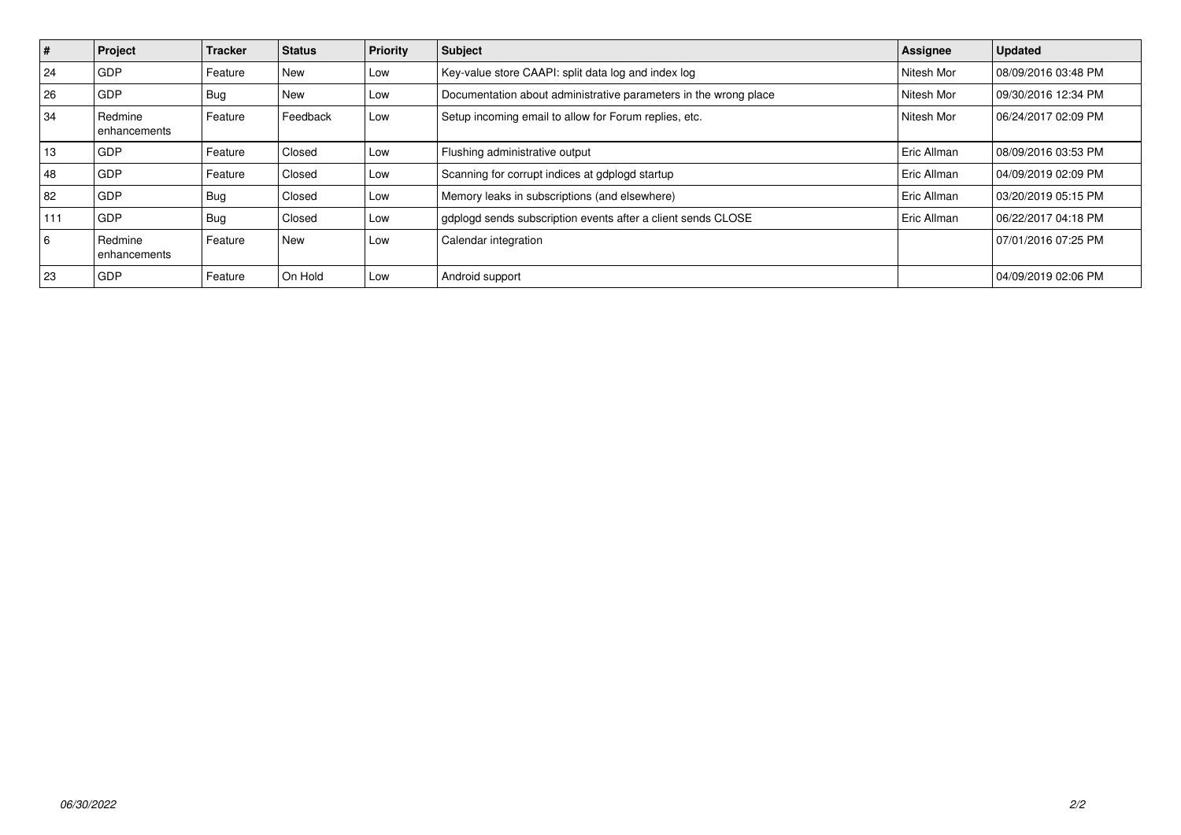| # | Project | Tracker | Status | Priority | Subject | Assignee | Updated |
|---|---|---|---|---|---|---|---|
| 24 | GDP | Feature | New | Low | Key-value store CAAPI: split data log and index log | Nitesh Mor | 08/09/2016 03:48 PM |
| 26 | GDP | Bug | New | Low | Documentation about administrative parameters in the wrong place | Nitesh Mor | 09/30/2016 12:34 PM |
| 34 | Redmine enhancements | Feature | Feedback | Low | Setup incoming email to allow for Forum replies, etc. | Nitesh Mor | 06/24/2017 02:09 PM |
| 13 | GDP | Feature | Closed | Low | Flushing administrative output | Eric Allman | 08/09/2016 03:53 PM |
| 48 | GDP | Feature | Closed | Low | Scanning for corrupt indices at gdplogd startup | Eric Allman | 04/09/2019 02:09 PM |
| 82 | GDP | Bug | Closed | Low | Memory leaks in subscriptions (and elsewhere) | Eric Allman | 03/20/2019 05:15 PM |
| 111 | GDP | Bug | Closed | Low | gdplogd sends subscription events after a client sends CLOSE | Eric Allman | 06/22/2017 04:18 PM |
| 6 | Redmine enhancements | Feature | New | Low | Calendar integration | | 07/01/2016 07:25 PM |
| 23 | GDP | Feature | On Hold | Low | Android support | | 04/09/2019 02:06 PM |